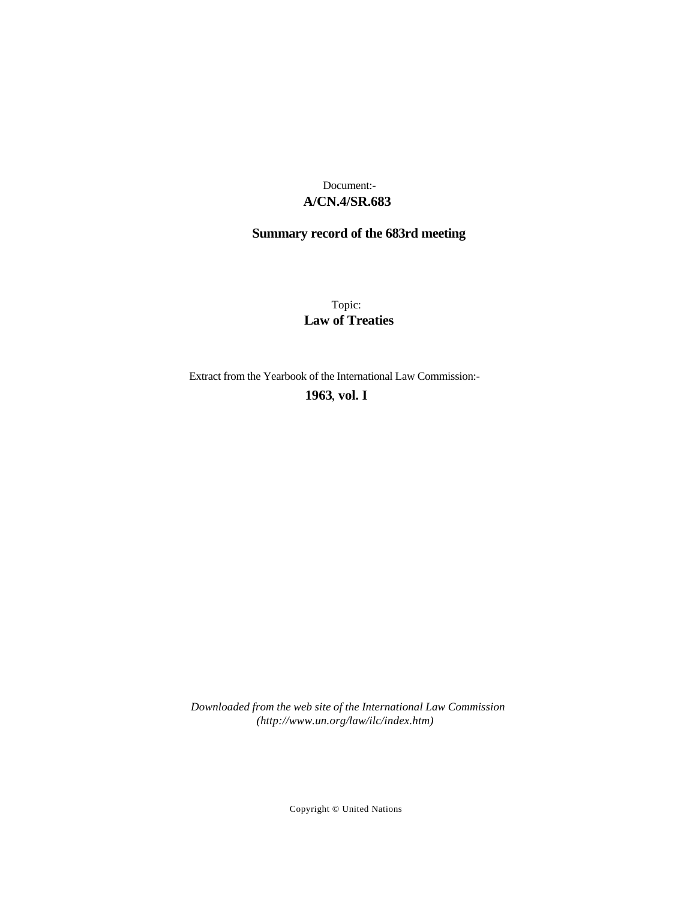Document:-

**A/CN.4/SR.683**

**Summary record of the 683rd meeting**

Topic:

**Law of Treaties**

Extract from the Yearbook of the International Law Commission:-

**1963, vol. I**

*Downloaded from the web site of the International Law Commission (http://www.un.org/law/ilc/index.htm)*

Copyright © United Nations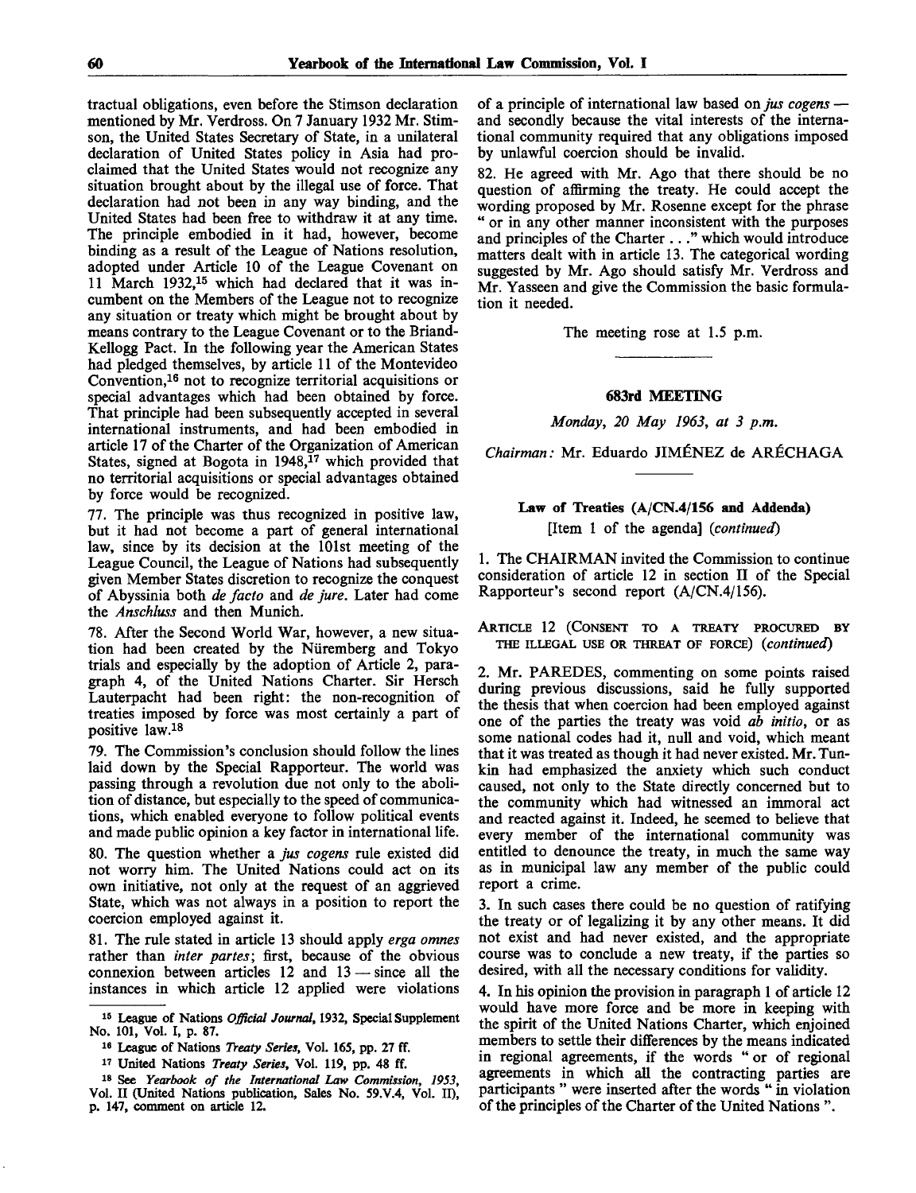tractual obligations, even before the Stimson declaration mentioned by Mr. Verdross. On 7 January 1932 Mr. Stimson, the United States Secretary of State, in a unilateral declaration of United States policy in Asia had proclaimed that the United States would not recognize any situation brought about by the illegal use of force. That declaration had not been in any way binding, and the United States had been free to withdraw it at any time. The principle embodied in it had, however, become binding as a result of the League of Nations resolution, adopted under Article 10 of the League Covenant on 11 March 1932,[15] which had declared that it was incumbent on the Members of the League not to recognize any situation or treaty which might be brought about by means contrary to the League Covenant or to the Briand-Kellogg Pact. In the following year the American States had pledged themselves, by article 11 of the Montevideo Convention,[16] not to recognize territorial acquisitions or special advantages which had been obtained by force. That principle had been subsequently accepted in several international instruments, and had been embodied in article 17 of the Charter of the Organization of American States, signed at Bogota in 1948,[17] which provided that no territorial acquisitions or special advantages obtained by force would be recognized.

77. The principle was thus recognized in positive law, but it had not become a part of general international law, since by its decision at the 101st meeting of the League Council, the League of Nations had subsequently given Member States discretion to recognize the conquest of Abyssinia both *de facto* and *de jure*. Later had come the *Anschluss* and then Munich.

78. After the Second World War, however, a new situation had been created by the Nüremberg and Tokyo trials and especially by the adoption of Article 2, paragraph 4, of the United Nations Charter. Sir Hersch Lauterpacht had been right: the non-recognition of treaties imposed by force was most certainly a part of positive law.[18]

79. The Commission's conclusion should follow the lines laid down by the Special Rapporteur. The world was passing through a revolution due not only to the abolition of distance, but especially to the speed of communications, which enabled everyone to follow political events and made public opinion a key factor in international life.

80. The question whether a *jus cogens* rule existed did not worry him. The United Nations could act on its own initiative, not only at the request of an aggrieved State, which was not always in a position to report the coercion employed against it.

81. The rule stated in article 13 should apply *erga omnes* rather than *inter partes*; first, because of the obvious connexion between articles 12 and 13 — since all the instances in which article 12 applied were violations of a principle of international law based on *jus cogens* — and secondly because the vital interests of the international community required that any obligations imposed by unlawful coercion should be invalid.

82. He agreed with Mr. Ago that there should be no question of affirming the treaty. He could accept the wording proposed by Mr. Rosenne except for the phrase " or in any other manner inconsistent with the purposes and principles of the Charter . . ." which would introduce matters dealt with in article 13. The categorical wording suggested by Mr. Ago should satisfy Mr. Verdross and Mr. Yasseen and give the Commission the basic formulation it needed.

The meeting rose at 1.5 p.m.

---

[15] League of Nations *Official Journal*, 1932, Special Supplement No. 101, Vol. I, p. 87.

[16] League of Nations *Treaty Series*, Vol. 165, pp. 27 ff.

[17] United Nations *Treaty Series*, Vol. 119, pp. 48 ff.

[18] See *Yearbook of the International Law Commission, 1953*, Vol. II (United Nations publication, Sales No. 59.V.4, Vol. II), p. 147, comment on article 12.

---

## 683rd MEETING

*Monday, 20 May 1963, at 3 p.m.*

*Chairman:* Mr. Eduardo JIMÉNEZ de ARÉCHAGA

### Law of Treaties (A/CN.4/156 and Addenda)

[Item 1 of the agenda] (*continued*)

1. The CHAIRMAN invited the Commission to continue consideration of article 12 in section II of the Special Rapporteur's second report (A/CN.4/156).

#### ARTICLE 12 (CONSENT TO A TREATY PROCURED BY THE ILLEGAL USE OR THREAT OF FORCE) (*continued*)

2. Mr. PAREDES, commenting on some points raised during previous discussions, said he fully supported the thesis that when coercion had been employed against one of the parties the treaty was void *ab initio*, or as some national codes had it, null and void, which meant that it was treated as though it had never existed. Mr. Tunkin had emphasized the anxiety which such conduct caused, not only to the State directly concerned but to the community which had witnessed an immoral act and reacted against it. Indeed, he seemed to believe that every member of the international community was entitled to denounce the treaty, in much the same way as in municipal law any member of the public could report a crime.

3. In such cases there could be no question of ratifying the treaty or of legalizing it by any other means. It did not exist and had never existed, and the appropriate course was to conclude a new treaty, if the parties so desired, with all the necessary conditions for validity.

4. In his opinion the provision in paragraph 1 of article 12 would have more force and be more in keeping with the spirit of the United Nations Charter, which enjoined members to settle their differences by the means indicated in regional agreements, if the words " or of regional agreements in which all the contracting parties are participants " were inserted after the words " in violation of the principles of the Charter of the United Nations ".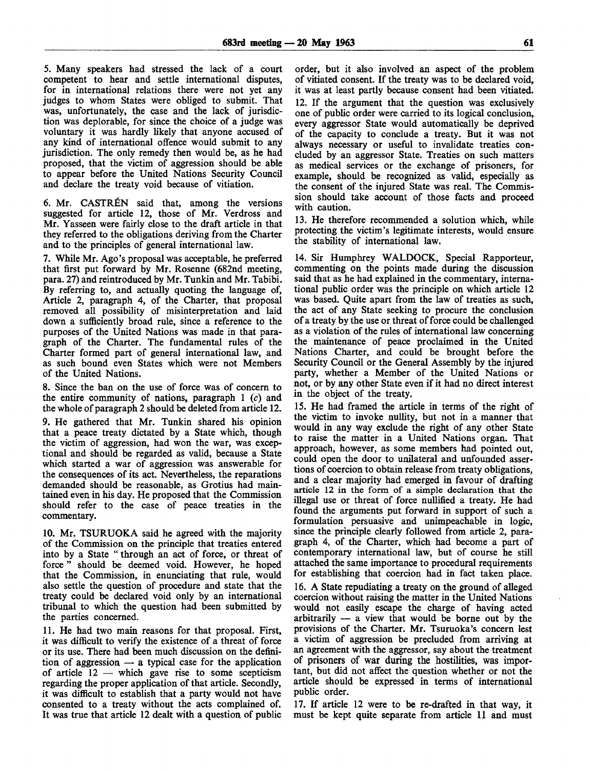5. Many speakers had stressed the lack of a court competent to hear and settle international disputes, for in international relations there were not yet any judges to whom States were obliged to submit. That was, unfortunately, the case and the lack of jurisdiction was deplorable, for since the choice of a judge was voluntary it was hardly likely that anyone accused of any kind of international offence would submit to any jurisdiction. The only remedy then would be, as he had proposed, that the victim of aggression should be able to appear before the United Nations Security Council and declare the treaty void because of vitiation.

6. Mr. CASTRÉN said that, among the versions suggested for article 12, those of Mr. Verdross and Mr. Yasseen were fairly close to the draft article in that they referred to the obligations deriving from the Charter and to the principles of general international law.

7. While Mr. Ago's proposal was acceptable, he preferred that first put forward by Mr. Rosenne (682nd meeting, para. 27) and reintroduced by Mr. Tunkin and Mr. Tabibi. By referring to, and actually quoting the language of, Article 2, paragraph 4, of the Charter, that proposal removed all possibility of misinterpretation and laid down a sufficiently broad rule, since a reference to the purposes of the United Nations was made in that paragraph of the Charter. The fundamental rules of the Charter formed part of general international law, and as such bound even States which were not Members of the United Nations.

8. Since the ban on the use of force was of concern to the entire community of nations, paragraph 1 (*c*) and the whole of paragraph 2 should be deleted from article 12.

9. He gathered that Mr. Tunkin shared his opinion that a peace treaty dictated by a State which, though the victim of aggression, had won the war, was exceptional and should be regarded as valid, because a State which started a war of aggression was answerable for the consequences of its act. Nevertheless, the reparations demanded should be reasonable, as Grotius had maintained even in his day. He proposed that the Commission should refer to the case of peace treaties in the commentary.

10. Mr. TSURUOKA said he agreed with the majority of the Commission on the principle that treaties entered into by a State " through an act of force, or threat of force " should be deemed void. However, he hoped that the Commission, in enunciating that rule, would also settle the question of procedure and state that the treaty could be declared void only by an international tribunal to which the question had been submitted by the parties concerned.

11. He had two main reasons for that proposal. First, it was difficult to verify the existence of a threat of force or its use. There had been much discussion on the definition of aggression — a typical case for the application of article 12 — which gave rise to some scepticism regarding the proper application of that article. Secondly, it was difficult to establish that a party would not have consented to a treaty without the acts complained of. It was true that article 12 dealt with a question of public order, but it also involved an aspect of the problem of vitiated consent. If the treaty was to be declared void, it was at least partly because consent had been vitiated.

12. If the argument that the question was exclusively one of public order were carried to its logical conclusion, every aggressor State would automatically be deprived of the capacity to conclude a treaty. But it was not always necessary or useful to invalidate treaties concluded by an aggressor State. Treaties on such matters as medical services or the exchange of prisoners, for example, should be recognized as valid, especially as the consent of the injured State was real. The Commission should take account of those facts and proceed with caution.

13. He therefore recommended a solution which, while protecting the victim's legitimate interests, would ensure the stability of international law.

14. Sir Humphrey WALDOCK, Special Rapporteur, commenting on the points made during the discussion said that as he had explained in the commentary, international public order was the principle on which article 12 was based. Quite apart from the law of treaties as such, the act of any State seeking to procure the conclusion of a treaty by the use or threat of force could be challenged as a violation of the rules of international law concerning the maintenance of peace proclaimed in the United Nations Charter, and could be brought before the Security Council or the General Assembly by the injured party, whether a Member of the United Nations or not, or by any other State even if it had no direct interest in the object of the treaty.

15. He had framed the article in terms of the right of the victim to invoke nullity, but not in a manner that would in any way exclude the right of any other State to raise the matter in a United Nations organ. That approach, however, as some members had pointed out, could open the door to unilateral and unfounded assertions of coercion to obtain release from treaty obligations, and a clear majority had emerged in favour of drafting article 12 in the form of a simple declaration that the illegal use or threat of force nullified a treaty. He had found the arguments put forward in support of such a formulation persuasive and unimpeachable in logic, since the principle clearly followed from article 2, paragraph 4, of the Charter, which had become a part of contemporary international law, but of course he still attached the same importance to procedural requirements for establishing that coercion had in fact taken place.

16. A State repudiating a treaty on the ground of alleged coercion without raising the matter in the United Nations would not easily escape the charge of having acted arbitrarily — a view that would be borne out by the provisions of the Charter. Mr. Tsuruoka's concern lest a victim of aggression be precluded from arriving at an agreement with the aggressor, say about the treatment of prisoners of war during the hostilities, was important, but did not affect the question whether or not the article should be expressed in terms of international public order.

17. If article 12 were to be re-drafted in that way, it must be kept quite separate from article 11 and must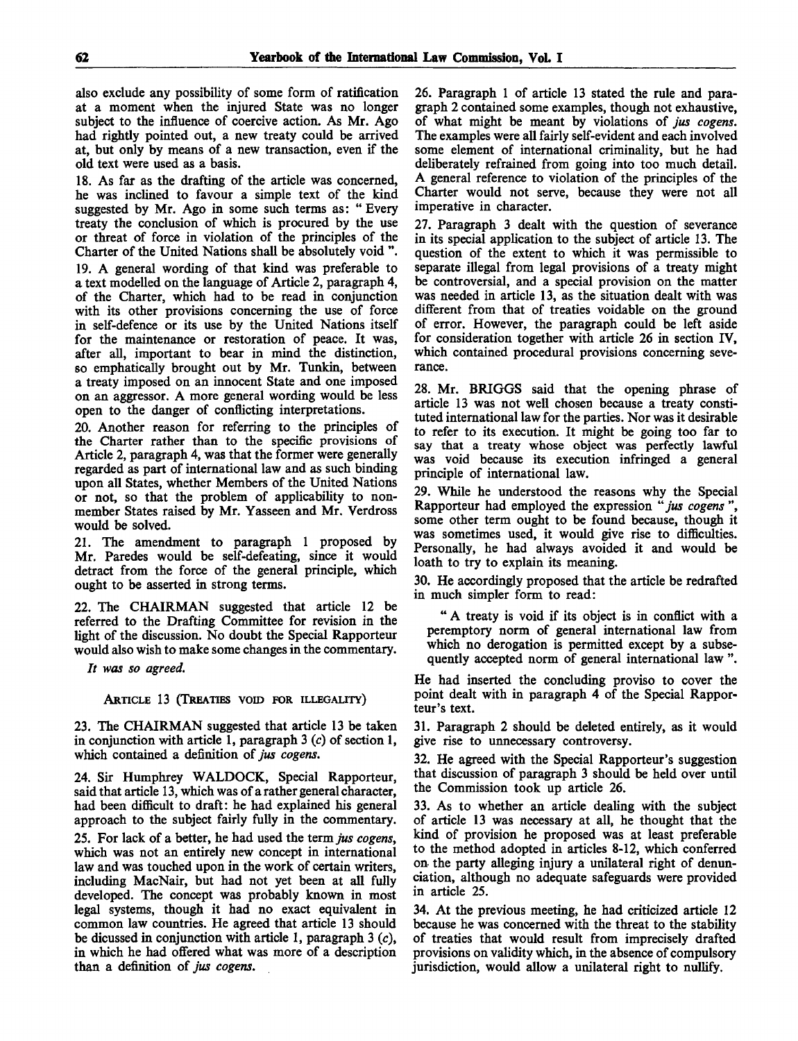also exclude any possibility of some form of ratification at a moment when the injured State was no longer subject to the influence of coercive action. As Mr. Ago had rightly pointed out, a new treaty could be arrived at, but only by means of a new transaction, even if the old text were used as a basis.

18. As far as the drafting of the article was concerned, he was inclined to favour a simple text of the kind suggested by Mr. Ago in some such terms as: " Every treaty the conclusion of which is procured by the use or threat of force in violation of the principles of the Charter of the United Nations shall be absolutely void ".

19. A general wording of that kind was preferable to a text modelled on the language of Article 2, paragraph 4, of the Charter, which had to be read in conjunction with its other provisions concerning the use of force in self-defence or its use by the United Nations itself for the maintenance or restoration of peace. It was, after all, important to bear in mind the distinction, so emphatically brought out by Mr. Tunkin, between a treaty imposed on an innocent State and one imposed on an aggressor. A more general wording would be less open to the danger of conflicting interpretations.

20. Another reason for referring to the principles of the Charter rather than to the specific provisions of Article 2, paragraph 4, was that the former were generally regarded as part of international law and as such binding upon all States, whether Members of the United Nations or not, so that the problem of applicability to non-member States raised by Mr. Yasseen and Mr. Verdross would be solved.

21. The amendment to paragraph 1 proposed by Mr. Paredes would be self-defeating, since it would detract from the force of the general principle, which ought to be asserted in strong terms.

22. The CHAIRMAN suggested that article 12 be referred to the Drafting Committee for revision in the light of the discussion. No doubt the Special Rapporteur would also wish to make some changes in the commentary.

*It was so agreed.*

ARTICLE 13 (TREATIES VOID FOR ILLEGALITY)

23. The CHAIRMAN suggested that article 13 be taken in conjunction with article 1, paragraph 3 (*c*) of section 1, which contained a definition of *jus cogens*.

24. Sir Humphrey WALDOCK, Special Rapporteur, said that article 13, which was of a rather general character, had been difficult to draft: he had explained his general approach to the subject fairly fully in the commentary.

25. For lack of a better, he had used the term *jus cogens*, which was not an entirely new concept in international law and was touched upon in the work of certain writers, including MacNair, but had not yet been at all fully developed. The concept was probably known in most legal systems, though it had no exact equivalent in common law countries. He agreed that article 13 should be dicussed in conjunction with article 1, paragraph 3 (*c*), in which he had offered what was more of a description than a definition of *jus cogens*.

26. Paragraph 1 of article 13 stated the rule and paragraph 2 contained some examples, though not exhaustive, of what might be meant by violations of *jus cogens*. The examples were all fairly self-evident and each involved some element of international criminality, but he had deliberately refrained from going into too much detail. A general reference to violation of the principles of the Charter would not serve, because they were not all imperative in character.

27. Paragraph 3 dealt with the question of severance in its special application to the subject of article 13. The question of the extent to which it was permissible to separate illegal from legal provisions of a treaty might be controversial, and a special provision on the matter was needed in article 13, as the situation dealt with was different from that of treaties voidable on the ground of error. However, the paragraph could be left aside for consideration together with article 26 in section IV, which contained procedural provisions concerning severance.

28. Mr. BRIGGS said that the opening phrase of article 13 was not well chosen because a treaty constituted international law for the parties. Nor was it desirable to refer to its execution. It might be going too far to say that a treaty whose object was perfectly lawful was void because its execution infringed a general principle of international law.

29. While he understood the reasons why the Special Rapporteur had employed the expression " *jus cogens* ", some other term ought to be found because, though it was sometimes used, it would give rise to difficulties. Personally, he had always avoided it and would be loath to try to explain its meaning.

30. He accordingly proposed that the article be redrafted in much simpler form to read:

> " A treaty is void if its object is in conflict with a peremptory norm of general international law from which no derogation is permitted except by a subsequently accepted norm of general international law ".

He had inserted the concluding proviso to cover the point dealt with in paragraph 4 of the Special Rapporteur's text.

31. Paragraph 2 should be deleted entirely, as it would give rise to unnecessary controversy.

32. He agreed with the Special Rapporteur's suggestion that discussion of paragraph 3 should be held over until the Commission took up article 26.

33. As to whether an article dealing with the subject of article 13 was necessary at all, he thought that the kind of provision he proposed was at least preferable to the method adopted in articles 8-12, which conferred on the party alleging injury a unilateral right of denunciation, although no adequate safeguards were provided in article 25.

34. At the previous meeting, he had criticized article 12 because he was concerned with the threat to the stability of treaties that would result from imprecisely drafted provisions on validity which, in the absence of compulsory jurisdiction, would allow a unilateral right to nullify.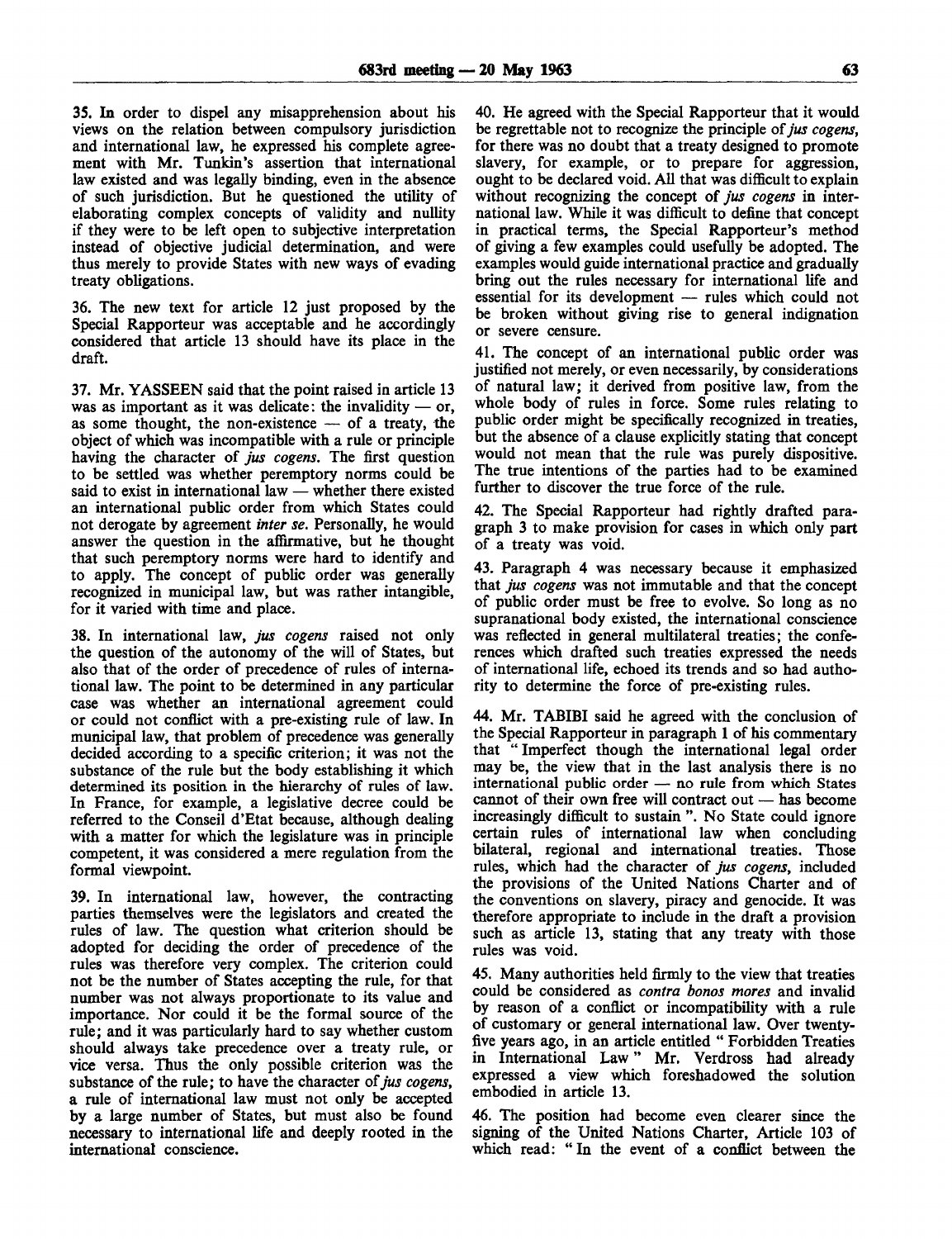35. In order to dispel any misapprehension about his views on the relation between compulsory jurisdiction and international law, he expressed his complete agreement with Mr. Tunkin's assertion that international law existed and was legally binding, even in the absence of such jurisdiction. But he questioned the utility of elaborating complex concepts of validity and nullity if they were to be left open to subjective interpretation instead of objective judicial determination, and were thus merely to provide States with new ways of evading treaty obligations.

36. The new text for article 12 just proposed by the Special Rapporteur was acceptable and he accordingly considered that article 13 should have its place in the draft.

37. Mr. YASSEEN said that the point raised in article 13 was as important as it was delicate: the invalidity — or, as some thought, the non-existence — of a treaty, the object of which was incompatible with a rule or principle having the character of *jus cogens*. The first question to be settled was whether peremptory norms could be said to exist in international law — whether there existed an international public order from which States could not derogate by agreement *inter se*. Personally, he would answer the question in the affirmative, but he thought that such peremptory norms were hard to identify and to apply. The concept of public order was generally recognized in municipal law, but was rather intangible, for it varied with time and place.

38. In international law, *jus cogens* raised not only the question of the autonomy of the will of States, but also that of the order of precedence of rules of international law. The point to be determined in any particular case was whether an international agreement could or could not conflict with a pre-existing rule of law. In municipal law, that problem of precedence was generally decided according to a specific criterion; it was not the substance of the rule but the body establishing it which determined its position in the hierarchy of rules of law. In France, for example, a legislative decree could be referred to the Conseil d'Etat because, although dealing with a matter for which the legislature was in principle competent, it was considered a mere regulation from the formal viewpoint.

39. In international law, however, the contracting parties themselves were the legislators and created the rules of law. The question what criterion should be adopted for deciding the order of precedence of the rules was therefore very complex. The criterion could not be the number of States accepting the rule, for that number was not always proportionate to its value and importance. Nor could it be the formal source of the rule; and it was particularly hard to say whether custom should always take precedence over a treaty rule, or vice versa. Thus the only possible criterion was the substance of the rule; to have the character of *jus cogens*, a rule of international law must not only be accepted by a large number of States, but must also be found necessary to international life and deeply rooted in the international conscience.

40. He agreed with the Special Rapporteur that it would be regrettable not to recognize the principle of *jus cogens*, for there was no doubt that a treaty designed to promote slavery, for example, or to prepare for aggression, ought to be declared void. All that was difficult to explain without recognizing the concept of *jus cogens* in international law. While it was difficult to define that concept in practical terms, the Special Rapporteur's method of giving a few examples could usefully be adopted. The examples would guide international practice and gradually bring out the rules necessary for international life and essential for its development — rules which could not be broken without giving rise to general indignation or severe censure.

41. The concept of an international public order was justified not merely, or even necessarily, by considerations of natural law; it derived from positive law, from the whole body of rules in force. Some rules relating to public order might be specifically recognized in treaties, but the absence of a clause explicitly stating that concept would not mean that the rule was purely dispositive. The true intentions of the parties had to be examined further to discover the true force of the rule.

42. The Special Rapporteur had rightly drafted paragraph 3 to make provision for cases in which only part of a treaty was void.

43. Paragraph 4 was necessary because it emphasized that *jus cogens* was not immutable and that the concept of public order must be free to evolve. So long as no supranational body existed, the international conscience was reflected in general multilateral treaties; the conferences which drafted such treaties expressed the needs of international life, echoed its trends and so had authority to determine the force of pre-existing rules.

44. Mr. TABIBI said he agreed with the conclusion of the Special Rapporteur in paragraph 1 of his commentary that "Imperfect though the international legal order may be, the view that in the last analysis there is no international public order — no rule from which States cannot of their own free will contract out — has become increasingly difficult to sustain". No State could ignore certain rules of international law when concluding bilateral, regional and international treaties. Those rules, which had the character of *jus cogens*, included the provisions of the United Nations Charter and of the conventions on slavery, piracy and genocide. It was therefore appropriate to include in the draft a provision such as article 13, stating that any treaty with those rules was void.

45. Many authorities held firmly to the view that treaties could be considered as *contra bonos mores* and invalid by reason of a conflict or incompatibility with a rule of customary or general international law. Over twenty-five years ago, in an article entitled "Forbidden Treaties in International Law" Mr. Verdross had already expressed a view which foreshadowed the solution embodied in article 13.

46. The position had become even clearer since the signing of the United Nations Charter, Article 103 of which read: "In the event of a conflict between the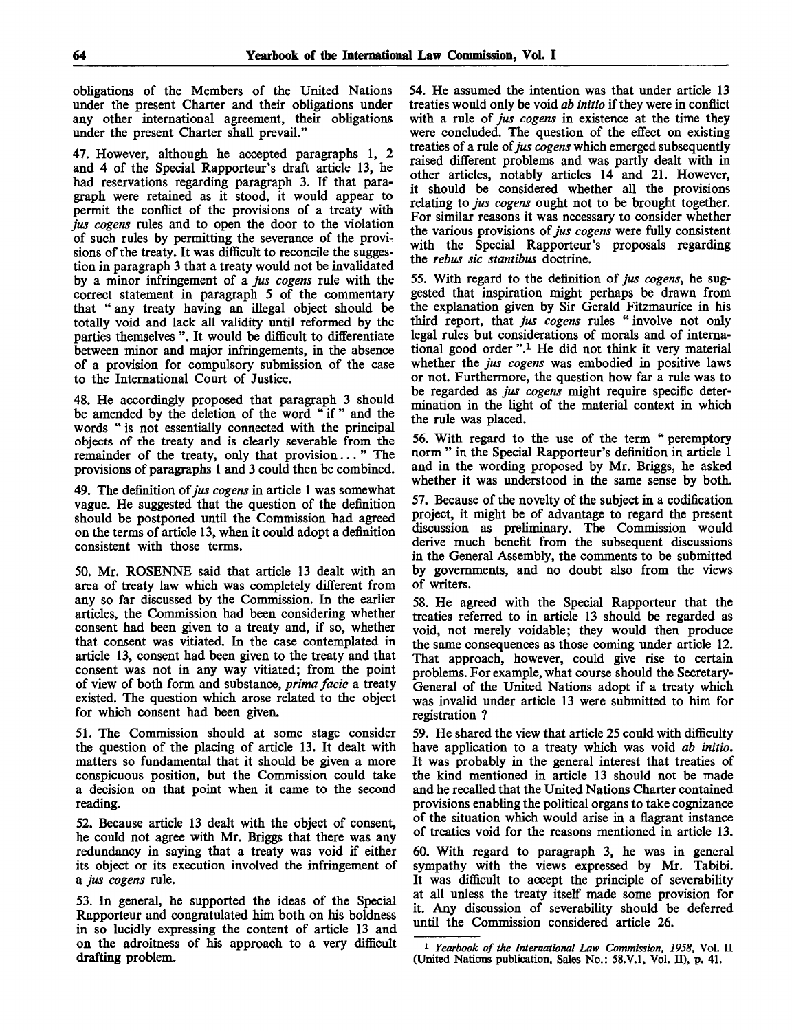obligations of the Members of the United Nations under the present Charter and their obligations under any other international agreement, their obligations under the present Charter shall prevail."

47. However, although he accepted paragraphs 1, 2 and 4 of the Special Rapporteur's draft article 13, he had reservations regarding paragraph 3. If that paragraph were retained as it stood, it would appear to permit the conflict of the provisions of a treaty with *jus cogens* rules and to open the door to the violation of such rules by permitting the severance of the provisions of the treaty. It was difficult to reconcile the suggestion in paragraph 3 that a treaty would not be invalidated by a minor infringement of a *jus cogens* rule with the correct statement in paragraph 5 of the commentary that "any treaty having an illegal object should be totally void and lack all validity until reformed by the parties themselves". It would be difficult to differentiate between minor and major infringements, in the absence of a provision for compulsory submission of the case to the International Court of Justice.

48. He accordingly proposed that paragraph 3 should be amended by the deletion of the word "if" and the words "is not essentially connected with the principal objects of the treaty and is clearly severable from the remainder of the treaty, only that provision..." The provisions of paragraphs 1 and 3 could then be combined.

49. The definition of *jus cogens* in article 1 was somewhat vague. He suggested that the question of the definition should be postponed until the Commission had agreed on the terms of article 13, when it could adopt a definition consistent with those terms.

50. Mr. ROSENNE said that article 13 dealt with an area of treaty law which was completely different from any so far discussed by the Commission. In the earlier articles, the Commission had been considering whether consent had been given to a treaty and, if so, whether that consent was vitiated. In the case contemplated in article 13, consent had been given to the treaty and that consent was not in any way vitiated; from the point of view of both form and substance, *prima facie* a treaty existed. The question which arose related to the object for which consent had been given.

51. The Commission should at some stage consider the question of the placing of article 13. It dealt with matters so fundamental that it should be given a more conspicuous position, but the Commission could take a decision on that point when it came to the second reading.

52. Because article 13 dealt with the object of consent, he could not agree with Mr. Briggs that there was any redundancy in saying that a treaty was void if either its object or its execution involved the infringement of a *jus cogens* rule.

53. In general, he supported the ideas of the Special Rapporteur and congratulated him both on his boldness in so lucidly expressing the content of article 13 and on the adroitness of his approach to a very difficult drafting problem.

54. He assumed the intention was that under article 13 treaties would only be void *ab initio* if they were in conflict with a rule of *jus cogens* in existence at the time they were concluded. The question of the effect on existing treaties of a rule of *jus cogens* which emerged subsequently raised different problems and was partly dealt with in other articles, notably articles 14 and 21. However, it should be considered whether all the provisions relating to *jus cogens* ought not to be brought together. For similar reasons it was necessary to consider whether the various provisions of *jus cogens* were fully consistent with the Special Rapporteur's proposals regarding the *rebus sic stantibus* doctrine.

55. With regard to the definition of *jus cogens*, he suggested that inspiration might perhaps be drawn from the explanation given by Sir Gerald Fitzmaurice in his third report, that *jus cogens* rules "involve not only legal rules but considerations of morals and of international good order".[1] He did not think it very material whether the *jus cogens* was embodied in positive laws or not. Furthermore, the question how far a rule was to be regarded as *jus cogens* might require specific determination in the light of the material context in which the rule was placed.

56. With regard to the use of the term "peremptory norm" in the Special Rapporteur's definition in article 1 and in the wording proposed by Mr. Briggs, he asked whether it was understood in the same sense by both.

57. Because of the novelty of the subject in a codification project, it might be of advantage to regard the present discussion as preliminary. The Commission would derive much benefit from the subsequent discussions in the General Assembly, the comments to be submitted by governments, and no doubt also from the views of writers.

58. He agreed with the Special Rapporteur that the treaties referred to in article 13 should be regarded as void, not merely voidable; they would then produce the same consequences as those coming under article 12. That approach, however, could give rise to certain problems. For example, what course should the Secretary-General of the United Nations adopt if a treaty which was invalid under article 13 were submitted to him for registration ?

59. He shared the view that article 25 could with difficulty have application to a treaty which was void *ab initio*. It was probably in the general interest that treaties of the kind mentioned in article 13 should not be made and he recalled that the United Nations Charter contained provisions enabling the political organs to take cognizance of the situation which would arise in a flagrant instance of treaties void for the reasons mentioned in article 13.

60. With regard to paragraph 3, he was in general sympathy with the views expressed by Mr. Tabibi. It was difficult to accept the principle of severability at all unless the treaty itself made some provision for it. Any discussion of severability should be deferred until the Commission considered article 26.

---

[1] *Yearbook of the International Law Commission, 1958*, Vol. II (United Nations publication, Sales No.: 58.V.1, Vol. II), p. 41.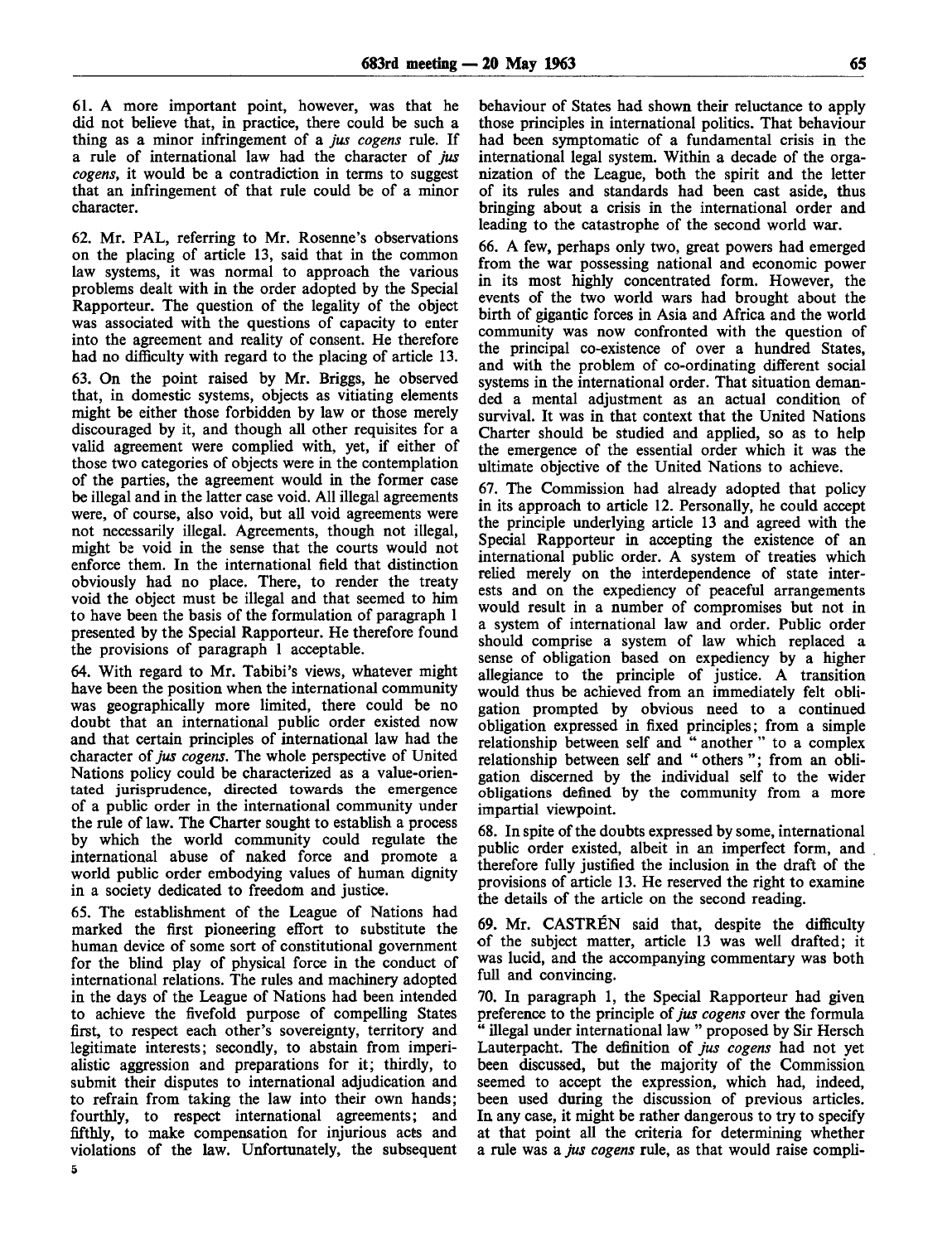61. A more important point, however, was that he did not believe that, in practice, there could be such a thing as a minor infringement of a *jus cogens* rule. If a rule of international law had the character of *jus cogens*, it would be a contradiction in terms to suggest that an infringement of that rule could be of a minor character.

62. Mr. PAL, referring to Mr. Rosenne's observations on the placing of article 13, said that in the common law systems, it was normal to approach the various problems dealt with in the order adopted by the Special Rapporteur. The question of the legality of the object was associated with the questions of capacity to enter into the agreement and reality of consent. He therefore had no difficulty with regard to the placing of article 13.

63. On the point raised by Mr. Briggs, he observed that, in domestic systems, objects as vitiating elements might be either those forbidden by law or those merely discouraged by it, and though all other requisites for a valid agreement were complied with, yet, if either of those two categories of objects were in the contemplation of the parties, the agreement would in the former case be illegal and in the latter case void. All illegal agreements were, of course, also void, but all void agreements were not necessarily illegal. Agreements, though not illegal, might be void in the sense that the courts would not enforce them. In the international field that distinction obviously had no place. There, to render the treaty void the object must be illegal and that seemed to him to have been the basis of the formulation of paragraph 1 presented by the Special Rapporteur. He therefore found the provisions of paragraph 1 acceptable.

64. With regard to Mr. Tabibi's views, whatever might have been the position when the international community was geographically more limited, there could be no doubt that an international public order existed now and that certain principles of international law had the character of *jus cogens*. The whole perspective of United Nations policy could be characterized as a value-orientated jurisprudence, directed towards the emergence of a public order in the international community under the rule of law. The Charter sought to establish a process by which the world community could regulate the international abuse of naked force and promote a world public order embodying values of human dignity in a society dedicated to freedom and justice.

65. The establishment of the League of Nations had marked the first pioneering effort to substitute the human device of some sort of constitutional government for the blind play of physical force in the conduct of international relations. The rules and machinery adopted in the days of the League of Nations had been intended to achieve the fivefold purpose of compelling States first, to respect each other's sovereignty, territory and legitimate interests; secondly, to abstain from imperialistic aggression and preparations for it; thirdly, to submit their disputes to international adjudication and to refrain from taking the law into their own hands; fourthly, to respect international agreements; and fifthly, to make compensation for injurious acts and violations of the law. Unfortunately, the subsequent behaviour of States had shown their reluctance to apply those principles in international politics. That behaviour had been symptomatic of a fundamental crisis in the international legal system. Within a decade of the organization of the League, both the spirit and the letter of its rules and standards had been cast aside, thus bringing about a crisis in the international order and leading to the catastrophe of the second world war.

66. A few, perhaps only two, great powers had emerged from the war possessing national and economic power in its most highly concentrated form. However, the events of the two world wars had brought about the birth of gigantic forces in Asia and Africa and the world community was now confronted with the question of the principal co-existence of over a hundred States, and with the problem of co-ordinating different social systems in the international order. That situation demanded a mental adjustment as an actual condition of survival. It was in that context that the United Nations Charter should be studied and applied, so as to help the emergence of the essential order which it was the ultimate objective of the United Nations to achieve.

67. The Commission had already adopted that policy in its approach to article 12. Personally, he could accept the principle underlying article 13 and agreed with the Special Rapporteur in accepting the existence of an international public order. A system of treaties which relied merely on the interdependence of state interests and on the expediency of peaceful arrangements would result in a number of compromises but not in a system of international law and order. Public order should comprise a system of law which replaced a sense of obligation based on expediency by a higher allegiance to the principle of justice. A transition would thus be achieved from an immediately felt obligation prompted by obvious need to a continued obligation expressed in fixed principles; from a simple relationship between self and " another " to a complex relationship between self and " others "; from an obligation discerned by the individual self to the wider obligations defined by the community from a more impartial viewpoint.

68. In spite of the doubts expressed by some, international public order existed, albeit in an imperfect form, and therefore fully justified the inclusion in the draft of the provisions of article 13. He reserved the right to examine the details of the article on the second reading.

69. Mr. CASTRÉN said that, despite the difficulty of the subject matter, article 13 was well drafted; it was lucid, and the accompanying commentary was both full and convincing.

70. In paragraph 1, the Special Rapporteur had given preference to the principle of *jus cogens* over the formula " illegal under international law " proposed by Sir Hersch Lauterpacht. The definition of *jus cogens* had not yet been discussed, but the majority of the Commission seemed to accept the expression, which had, indeed, been used during the discussion of previous articles. In any case, it might be rather dangerous to try to specify at that point all the criteria for determining whether a rule was a *jus cogens* rule, as that would raise compli-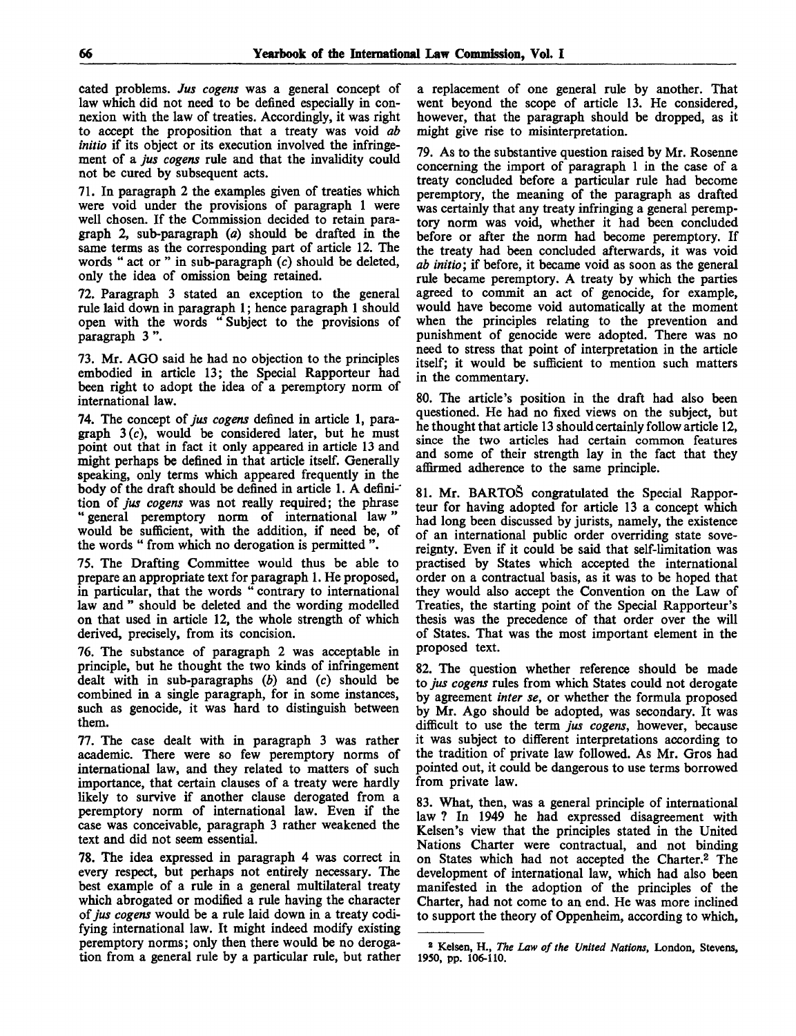cated problems. *Jus cogens* was a general concept of law which did not need to be defined especially in connexion with the law of treaties. Accordingly, it was right to accept the proposition that a treaty was void *ab initio* if its object or its execution involved the infringement of a *jus cogens* rule and that the invalidity could not be cured by subsequent acts.

71. In paragraph 2 the examples given of treaties which were void under the provisions of paragraph 1 were well chosen. If the Commission decided to retain paragraph 2, sub-paragraph (*a*) should be drafted in the same terms as the corresponding part of article 12. The words " act or " in sub-paragraph (*c*) should be deleted, only the idea of omission being retained.

72. Paragraph 3 stated an exception to the general rule laid down in paragraph 1; hence paragraph 1 should open with the words " Subject to the provisions of paragraph 3 ".

73. Mr. AGO said he had no objection to the principles embodied in article 13; the Special Rapporteur had been right to adopt the idea of a peremptory norm of international law.

74. The concept of *jus cogens* defined in article 1, paragraph 3 (*c*), would be considered later, but he must point out that in fact it only appeared in article 13 and might perhaps be defined in that article itself. Generally speaking, only terms which appeared frequently in the body of the draft should be defined in article 1. A definition of *jus cogens* was not really required; the phrase " general peremptory norm of international law " would be sufficient, with the addition, if need be, of the words " from which no derogation is permitted ".

75. The Drafting Committee would thus be able to prepare an appropriate text for paragraph 1. He proposed, in particular, that the words " contrary to international law and " should be deleted and the wording modelled on that used in article 12, the whole strength of which derived, precisely, from its concision.

76. The substance of paragraph 2 was acceptable in principle, but he thought the two kinds of infringement dealt with in sub-paragraphs (*b*) and (*c*) should be combined in a single paragraph, for in some instances, such as genocide, it was hard to distinguish between them.

77. The case dealt with in paragraph 3 was rather academic. There were so few peremptory norms of international law, and they related to matters of such importance, that certain clauses of a treaty were hardly likely to survive if another clause derogated from a peremptory norm of international law. Even if the case was conceivable, paragraph 3 rather weakened the text and did not seem essential.

78. The idea expressed in paragraph 4 was correct in every respect, but perhaps not entirely necessary. The best example of a rule in a general multilateral treaty which abrogated or modified a rule having the character of *jus cogens* would be a rule laid down in a treaty codifying international law. It might indeed modify existing peremptory norms; only then there would be no derogation from a general rule by a particular rule, but rather a replacement of one general rule by another. That went beyond the scope of article 13. He considered, however, that the paragraph should be dropped, as it might give rise to misinterpretation.

79. As to the substantive question raised by Mr. Rosenne concerning the import of paragraph 1 in the case of a treaty concluded before a particular rule had become peremptory, the meaning of the paragraph as drafted was certainly that any treaty infringing a general peremptory norm was void, whether it had been concluded before or after the norm had become peremptory. If the treaty had been concluded afterwards, it was void *ab initio*; if before, it became void as soon as the general rule became peremptory. A treaty by which the parties agreed to commit an act of genocide, for example, would have become void automatically at the moment when the principles relating to the prevention and punishment of genocide were adopted. There was no need to stress that point of interpretation in the article itself; it would be sufficient to mention such matters in the commentary.

80. The article's position in the draft had also been questioned. He had no fixed views on the subject, but he thought that article 13 should certainly follow article 12, since the two articles had certain common features and some of their strength lay in the fact that they affirmed adherence to the same principle.

81. Mr. BARTOŠ congratulated the Special Rapporteur for having adopted for article 13 a concept which had long been discussed by jurists, namely, the existence of an international public order overriding state sovereignty. Even if it could be said that self-limitation was practised by States which accepted the international order on a contractual basis, as it was to be hoped that they would also accept the Convention on the Law of Treaties, the starting point of the Special Rapporteur's thesis was the precedence of that order over the will of States. That was the most important element in the proposed text.

82. The question whether reference should be made to *jus cogens* rules from which States could not derogate by agreement *inter se*, or whether the formula proposed by Mr. Ago should be adopted, was secondary. It was difficult to use the term *jus cogens*, however, because it was subject to different interpretations according to the tradition of private law followed. As Mr. Gros had pointed out, it could be dangerous to use terms borrowed from private law.

83. What, then, was a general principle of international law ? In 1949 he had expressed disagreement with Kelsen's view that the principles stated in the United Nations Charter were contractual, and not binding on States which had not accepted the Charter.[2] The development of international law, which had also been manifested in the adoption of the principles of the Charter, had not come to an end. He was more inclined to support the theory of Oppenheim, according to which,

[2] Kelsen, H., *The Law of the United Nations*, London, Stevens, 1950, pp. 106-110.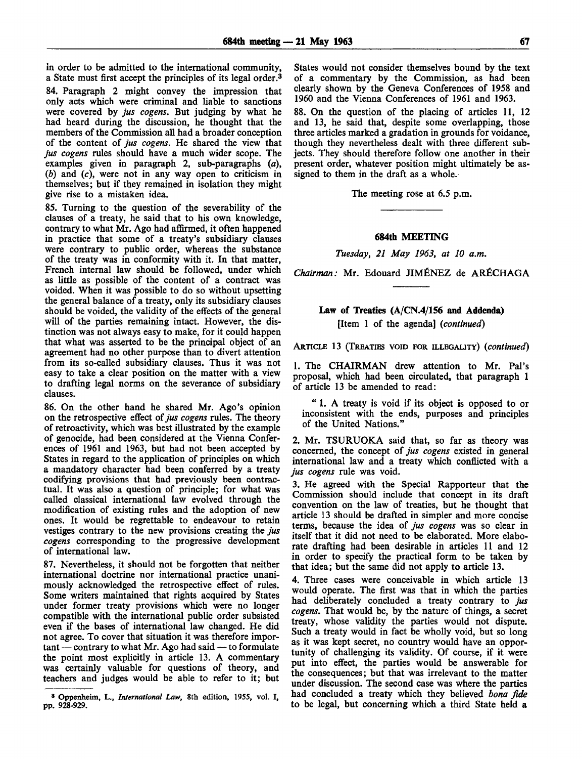in order to be admitted to the international community, a State must first accept the principles of its legal order.[3]

84. Paragraph 2 might convey the impression that only acts which were criminal and liable to sanctions were covered by *jus cogens*. But judging by what he had heard during the discussion, he thought that the members of the Commission all had a broader conception of the content of *jus cogens*. He shared the view that *jus cogens* rules should have a much wider scope. The examples given in paragraph 2, sub-paragraphs (*a*), (*b*) and (*c*), were not in any way open to criticism in themselves; but if they remained in isolation they might give rise to a mistaken idea.

85. Turning to the question of the severability of the clauses of a treaty, he said that to his own knowledge, contrary to what Mr. Ago had affirmed, it often happened in practice that some of a treaty's subsidiary clauses were contrary to public order, whereas the substance of the treaty was in conformity with it. In that matter, French internal law should be followed, under which as little as possible of the content of a contract was voided. When it was possible to do so without upsetting the general balance of a treaty, only its subsidiary clauses should be voided, the validity of the effects of the general will of the parties remaining intact. However, the distinction was not always easy to make, for it could happen that what was asserted to be the principal object of an agreement had no other purpose than to divert attention from its so-called subsidiary clauses. Thus it was not easy to take a clear position on the matter with a view to drafting legal norms on the severance of subsidiary clauses.

86. On the other hand he shared Mr. Ago's opinion on the retrospective effect of *jus cogens* rules. The theory of retroactivity, which was best illustrated by the example of genocide, had been considered at the Vienna Conferences of 1961 and 1963, but had not been accepted by States in regard to the application of principles on which a mandatory character had been conferred by a treaty codifying provisions that had previously been contractual. It was also a question of principle; for what was called classical international law evolved through the modification of existing rules and the adoption of new ones. It would be regrettable to endeavour to retain vestiges contrary to the new provisions creating the *jus cogens* corresponding to the progressive development of international law.

87. Nevertheless, it should not be forgotten that neither international doctrine nor international practice unanimously acknowledged the retrospective effect of rules. Some writers maintained that rights acquired by States under former treaty provisions which were no longer compatible with the international public order subsisted even if the bases of international law changed. He did not agree. To cover that situation it was therefore important — contrary to what Mr. Ago had said — to formulate the point most explicitly in article 13. A commentary was certainly valuable for questions of theory, and teachers and judges would be able to refer to it; but States would not consider themselves bound by the text of a commentary by the Commission, as had been clearly shown by the Geneva Conferences of 1958 and 1960 and the Vienna Conferences of 1961 and 1963.

88. On the question of the placing of articles 11, 12 and 13, he said that, despite some overlapping, those three articles marked a gradation in grounds for voidance, though they nevertheless dealt with three different subjects. They should therefore follow one another in their present order, whatever position might ultimately be assigned to them in the draft as a whole.

The meeting rose at 6.5 p.m.

[3] Oppenheim, L., *International Law*, 8th edition, 1955, vol. I, pp. 928-929.

---

## 684th MEETING

*Tuesday, 21 May 1963, at 10 a.m.*

*Chairman:* Mr. Edouard JIMÉNEZ de ARÉCHAGA

---

### Law of Treaties (A/CN.4/156 and Addenda)

[Item 1 of the agenda] (*continued*)

ARTICLE 13 (TREATIES VOID FOR ILLEGALITY) (*continued*)

1. The CHAIRMAN drew attention to Mr. Pal's proposal, which had been circulated, that paragraph 1 of article 13 be amended to read:

> "1. A treaty is void if its object is opposed to or inconsistent with the ends, purposes and principles of the United Nations."

2. Mr. TSURUOKA said that, so far as theory was concerned, the concept of *jus cogens* existed in general international law and a treaty which conflicted with a *jus cogens* rule was void.

3. He agreed with the Special Rapporteur that the Commission should include that concept in its draft convention on the law of treaties, but he thought that article 13 should be drafted in simpler and more concise terms, because the idea of *jus cogens* was so clear in itself that it did not need to be elaborated. More elaborate drafting had been desirable in articles 11 and 12 in order to specify the practical form to be taken by that idea; but the same did not apply to article 13.

4. Three cases were conceivable in which article 13 would operate. The first was that in which the parties had deliberately concluded a treaty contrary to *jus cogens*. That would be, by the nature of things, a secret treaty, whose validity the parties would not dispute. Such a treaty would in fact be wholly void, but so long as it was kept secret, no country would have an opportunity of challenging its validity. Of course, if it were put into effect, the parties would be answerable for the consequences; but that was irrelevant to the matter under discussion. The second case was where the parties had concluded a treaty which they believed *bona fide* to be legal, but concerning which a third State held a